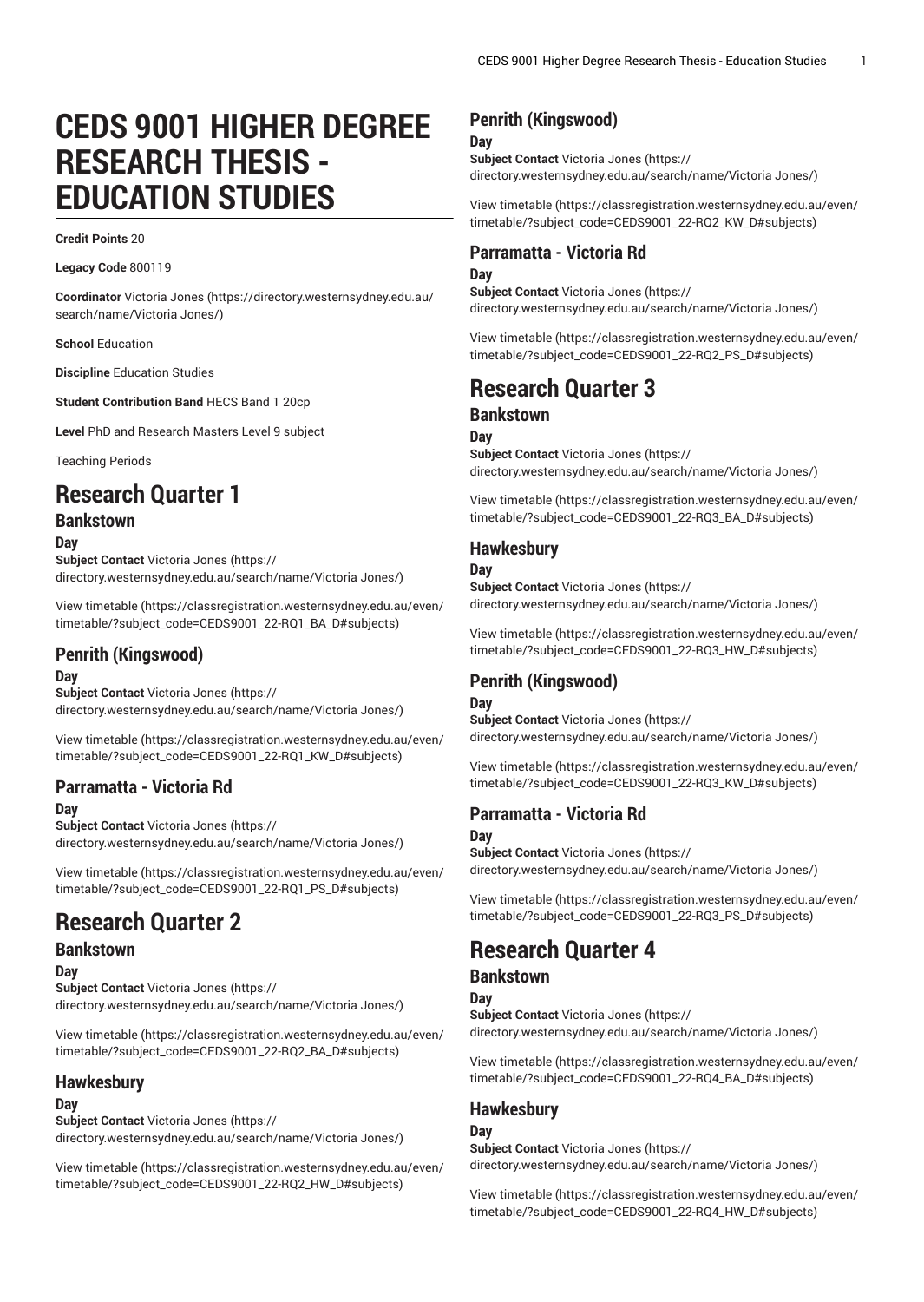# CEDS 9001 HIGHER DEGREE RESEARCH THESIS - EDUCATION STUDIES

**Credit Points** 20

**Legacy Code** 800119

**Coordinator** Victoria Jones (https://directory.westernsydney.edu.au/search/name/Victoria Jones/)

**School** Education

**Discipline** Education Studies

**Student Contribution Band** HECS Band 1 20cp

**Level** PhD and Research Masters Level 9 subject

Teaching Periods

# Research Quarter 1

## Bankstown

### Day

**Subject Contact** Victoria Jones (https://directory.westernsydney.edu.au/search/name/Victoria Jones/)

View timetable (https://classregistration.westernsydney.edu.au/even/timetable/?subject_code=CEDS9001_22-RQ1_BA_D#subjects)

## Penrith (Kingswood)

### Day

**Subject Contact** Victoria Jones (https://directory.westernsydney.edu.au/search/name/Victoria Jones/)

View timetable (https://classregistration.westernsydney.edu.au/even/timetable/?subject_code=CEDS9001_22-RQ1_KW_D#subjects)

## Parramatta - Victoria Rd

### Day

**Subject Contact** Victoria Jones (https://directory.westernsydney.edu.au/search/name/Victoria Jones/)

View timetable (https://classregistration.westernsydney.edu.au/even/timetable/?subject_code=CEDS9001_22-RQ1_PS_D#subjects)

# Research Quarter 2

## Bankstown

### Day

**Subject Contact** Victoria Jones (https://directory.westernsydney.edu.au/search/name/Victoria Jones/)

View timetable (https://classregistration.westernsydney.edu.au/even/timetable/?subject_code=CEDS9001_22-RQ2_BA_D#subjects)

## Hawkesbury

### Day

**Subject Contact** Victoria Jones (https://directory.westernsydney.edu.au/search/name/Victoria Jones/)

View timetable (https://classregistration.westernsydney.edu.au/even/timetable/?subject_code=CEDS9001_22-RQ2_HW_D#subjects)

## Penrith (Kingswood)

### Day

**Subject Contact** Victoria Jones (https://directory.westernsydney.edu.au/search/name/Victoria Jones/)

View timetable (https://classregistration.westernsydney.edu.au/even/timetable/?subject_code=CEDS9001_22-RQ2_KW_D#subjects)

## Parramatta - Victoria Rd

### Day

**Subject Contact** Victoria Jones (https://directory.westernsydney.edu.au/search/name/Victoria Jones/)

View timetable (https://classregistration.westernsydney.edu.au/even/timetable/?subject_code=CEDS9001_22-RQ2_PS_D#subjects)

# Research Quarter 3

## Bankstown

### Day

**Subject Contact** Victoria Jones (https://directory.westernsydney.edu.au/search/name/Victoria Jones/)

View timetable (https://classregistration.westernsydney.edu.au/even/timetable/?subject_code=CEDS9001_22-RQ3_BA_D#subjects)

## Hawkesbury

### Day

**Subject Contact** Victoria Jones (https://directory.westernsydney.edu.au/search/name/Victoria Jones/)

View timetable (https://classregistration.westernsydney.edu.au/even/timetable/?subject_code=CEDS9001_22-RQ3_HW_D#subjects)

## Penrith (Kingswood)

### Day

**Subject Contact** Victoria Jones (https://directory.westernsydney.edu.au/search/name/Victoria Jones/)

View timetable (https://classregistration.westernsydney.edu.au/even/timetable/?subject_code=CEDS9001_22-RQ3_KW_D#subjects)

## Parramatta - Victoria Rd

### Day

**Subject Contact** Victoria Jones (https://directory.westernsydney.edu.au/search/name/Victoria Jones/)

View timetable (https://classregistration.westernsydney.edu.au/even/timetable/?subject_code=CEDS9001_22-RQ3_PS_D#subjects)

# Research Quarter 4

## Bankstown

### Day

**Subject Contact** Victoria Jones (https://directory.westernsydney.edu.au/search/name/Victoria Jones/)

View timetable (https://classregistration.westernsydney.edu.au/even/timetable/?subject_code=CEDS9001_22-RQ4_BA_D#subjects)

## Hawkesbury

### Day

**Subject Contact** Victoria Jones (https://directory.westernsydney.edu.au/search/name/Victoria Jones/)

View timetable (https://classregistration.westernsydney.edu.au/even/timetable/?subject_code=CEDS9001_22-RQ4_HW_D#subjects)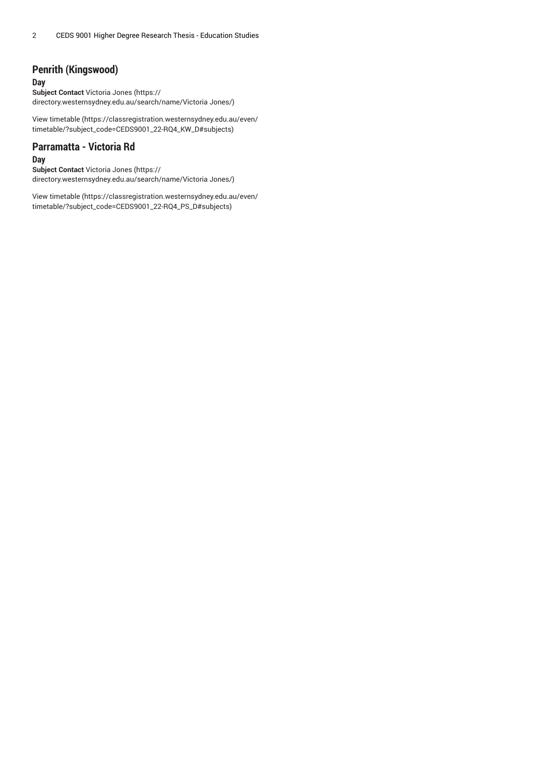## Penrith (Kingswood)

### Day

**Subject Contact** Victoria Jones (https://directory.westernsydney.edu.au/search/name/Victoria Jones/)

View timetable (https://classregistration.westernsydney.edu.au/even/timetable/?subject_code=CEDS9001_22-RQ4_KW_D#subjects)

## Parramatta - Victoria Rd

### Day

**Subject Contact** Victoria Jones (https://directory.westernsydney.edu.au/search/name/Victoria Jones/)

View timetable (https://classregistration.westernsydney.edu.au/even/timetable/?subject_code=CEDS9001_22-RQ4_PS_D#subjects)